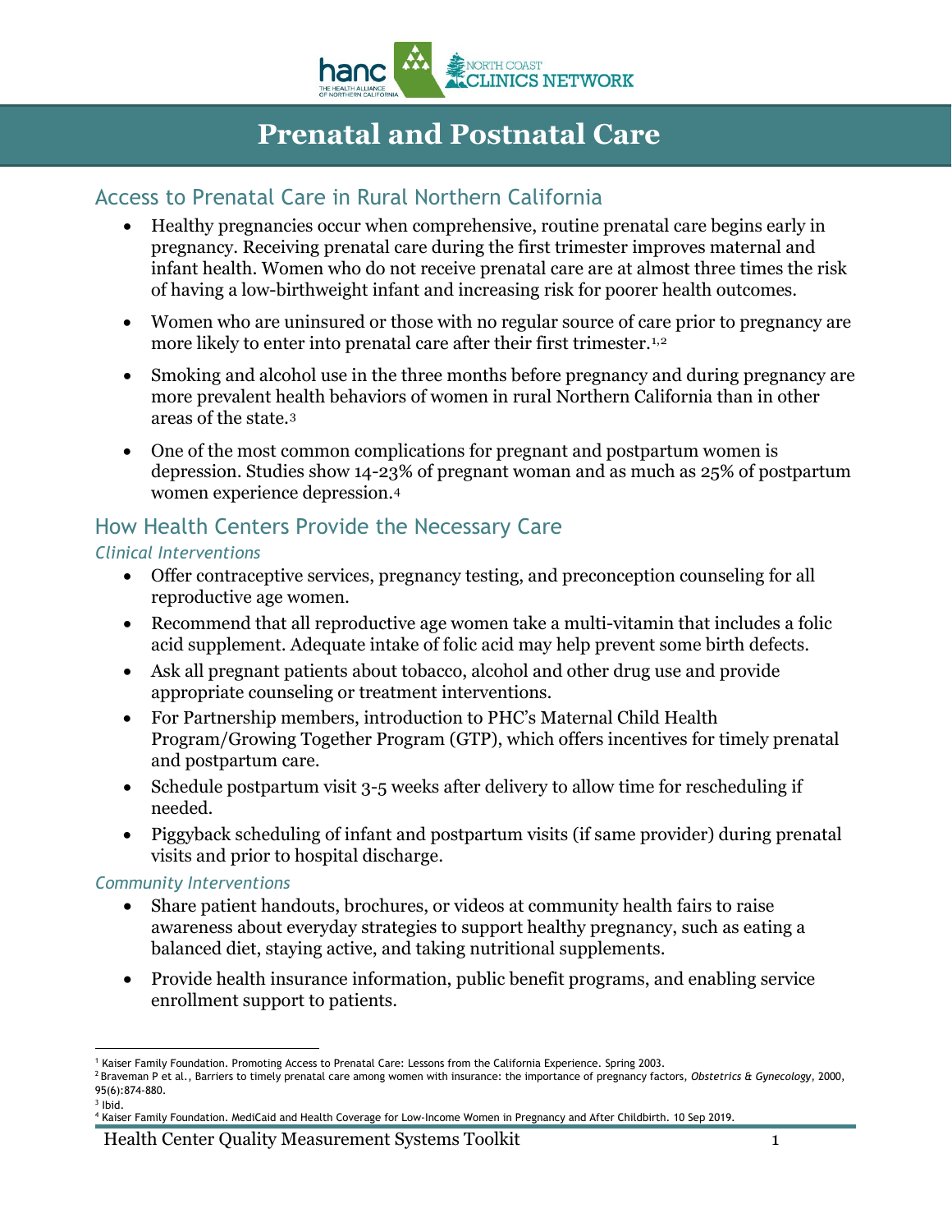# Prenatal and Postnatal Care

## Access to Prenatal Care in Rural Northern California

- Healthy pregnancies occur when comprehensive, routine prenatal care begins early in pregnancy. Receiving prenatal care during the first trimester improves maternal and infant health. Women who do not receive prenatal care are at almost three times the risk of having a low-birthweight infant and increasing risk for poorer health outcomes.
- Women who are uninsured or those with no regular source of care prior to pregnancy are more likely to enter into prenatal care after their first trimester.[1,2]
- Smoking and alcohol use in the three months before pregnancy and during pregnancy are more prevalent health behaviors of women in rural Northern California than in other areas of the state.[3]
- One of the most common complications for pregnant and postpartum women is depression. Studies show 14-23% of pregnant woman and as much as 25% of postpartum women experience depression.[4]

## How Health Centers Provide the Necessary Care

### *Clinical Interventions*

- Offer contraceptive services, pregnancy testing, and preconception counseling for all reproductive age women.
- Recommend that all reproductive age women take a multi-vitamin that includes a folic acid supplement. Adequate intake of folic acid may help prevent some birth defects.
- Ask all pregnant patients about tobacco, alcohol and other drug use and provide appropriate counseling or treatment interventions.
- For Partnership members, introduction to PHC's Maternal Child Health Program/Growing Together Program (GTP), which offers incentives for timely prenatal and postpartum care.
- Schedule postpartum visit 3-5 weeks after delivery to allow time for rescheduling if needed.
- Piggyback scheduling of infant and postpartum visits (if same provider) during prenatal visits and prior to hospital discharge.

### *Community Interventions*

- Share patient handouts, brochures, or videos at community health fairs to raise awareness about everyday strategies to support healthy pregnancy, such as eating a balanced diet, staying active, and taking nutritional supplements.
- Provide health insurance information, public benefit programs, and enabling service enrollment support to patients.

---

[1] Kaiser Family Foundation. Promoting Access to Prenatal Care: Lessons from the California Experience. Spring 2003.

[2] Braveman P et al., Barriers to timely prenatal care among women with insurance: the importance of pregnancy factors, *Obstetrics & Gynecology*, 2000, 95(6):874-880.

[3] Ibid.

[4] Kaiser Family Foundation. MediCaid and Health Coverage for Low-Income Women in Pregnancy and After Childbirth. 10 Sep 2019.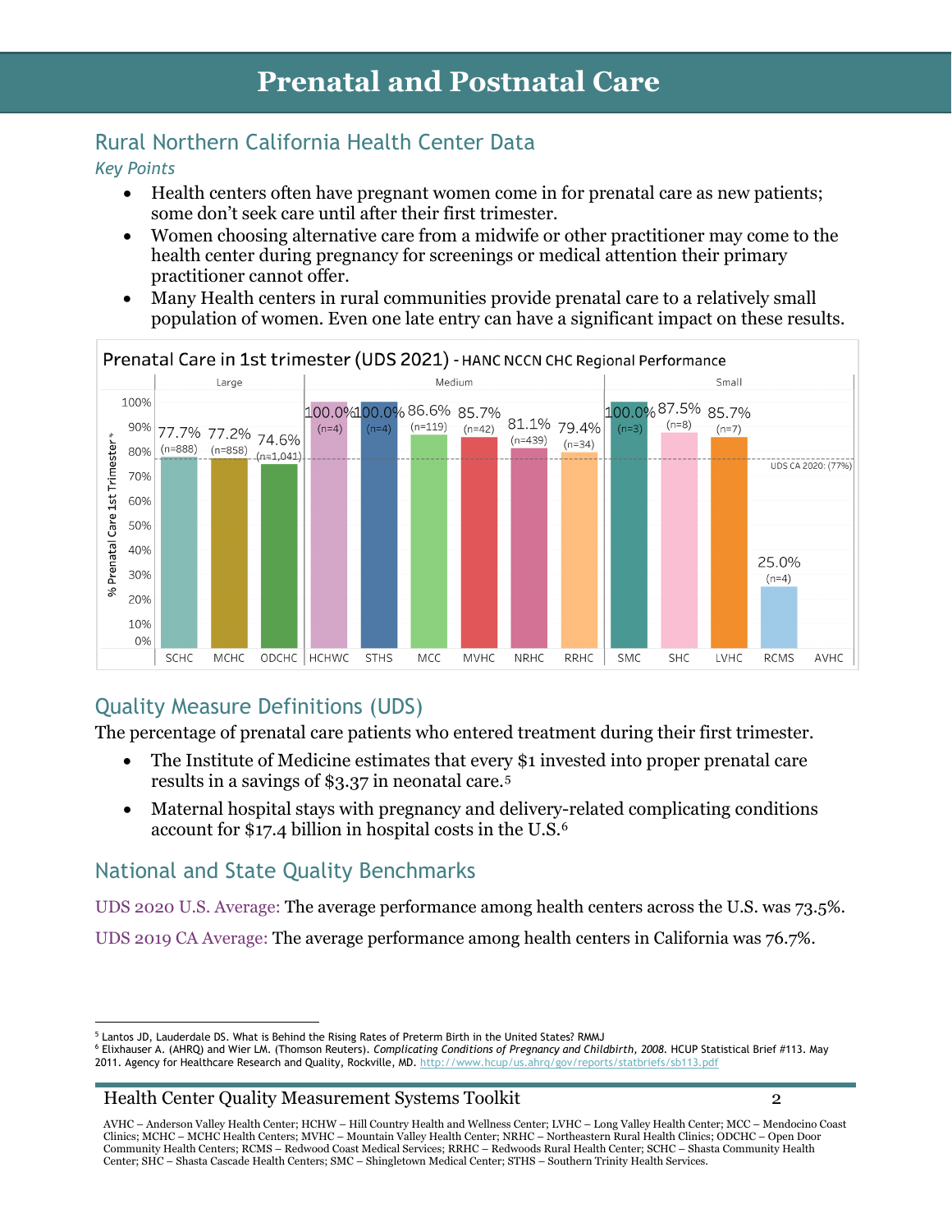# Prenatal and Postnatal Care

## Rural Northern California Health Center Data

### *Key Points*

- Health centers often have pregnant women come in for prenatal care as new patients; some don't seek care until after their first trimester.
- Women choosing alternative care from a midwife or other practitioner may come to the health center during pregnancy for screenings or medical attention their primary practitioner cannot offer.
- Many Health centers in rural communities provide prenatal care to a relatively small population of women. Even one late entry can have a significant impact on these results.

Prenatal Care in 1st trimester (UDS 2021) - HANC NCCN CHC Regional Performance

Large | Medium | Small

% Prenatal Care 1st Trimester*

100% 90% 80% 70% 60% 50% 40% 30% 20% 10% 0%

UDS CA 2020: (77%)

SCHC 77.7% (n=888)
MCHC 77.2% (n=858)
ODCHC 74.6% (n=1,041)
HCHWC 100.0% (n=4)
STHS 100.0% (n=4)
MCC 86.6% (n=119)
MVHC 85.7% (n=42)
NRHC 81.1% (n=439)
RRHC 79.4% (n=34)
SMC 100.0% (n=3)
SHC 87.5% (n=8)
LVHC 85.7% (n=7)
RCMS 25.0% (n=4)
AVHC

## Quality Measure Definitions (UDS)

The percentage of prenatal care patients who entered treatment during their first trimester.

- The Institute of Medicine estimates that every $1 invested into proper prenatal care results in a savings of $3.37 in neonatal care.[5]
- Maternal hospital stays with pregnancy and delivery-related complicating conditions account for $17.4 billion in hospital costs in the U.S.[6]

## National and State Quality Benchmarks

UDS 2020 U.S. Average: The average performance among health centers across the U.S. was 73.5%.

UDS 2019 CA Average: The average performance among health centers in California was 76.7%.

---

[5] Lantos JD, Lauderdale DS. What is Behind the Rising Rates of Preterm Birth in the United States? RMMJ

[6] Elixhauser A. (AHRQ) and Wier LM. (Thomson Reuters). *Complicating Conditions of Pregnancy and Childbirth, 2008.* HCUP Statistical Brief #113. May 2011. Agency for Healthcare Research and Quality, Rockville, MD. http://www.hcup/us.ahrq/gov/reports/statbriefs/sb113.pdf

AVHC – Anderson Valley Health Center; HCHW – Hill Country Health and Wellness Center; LVHC – Long Valley Health Center; MCC – Mendocino Coast Clinics; MCHC – MCHC Health Centers; MVHC – Mountain Valley Health Center; NRHC – Northeastern Rural Health Clinics; ODCHC – Open Door Community Health Centers; RCMS – Redwood Coast Medical Services; RRHC – Redwoods Rural Health Center; SCHC – Shasta Community Health Center; SHC – Shasta Cascade Health Centers; SMC – Shingletown Medical Center; STHS – Southern Trinity Health Services.